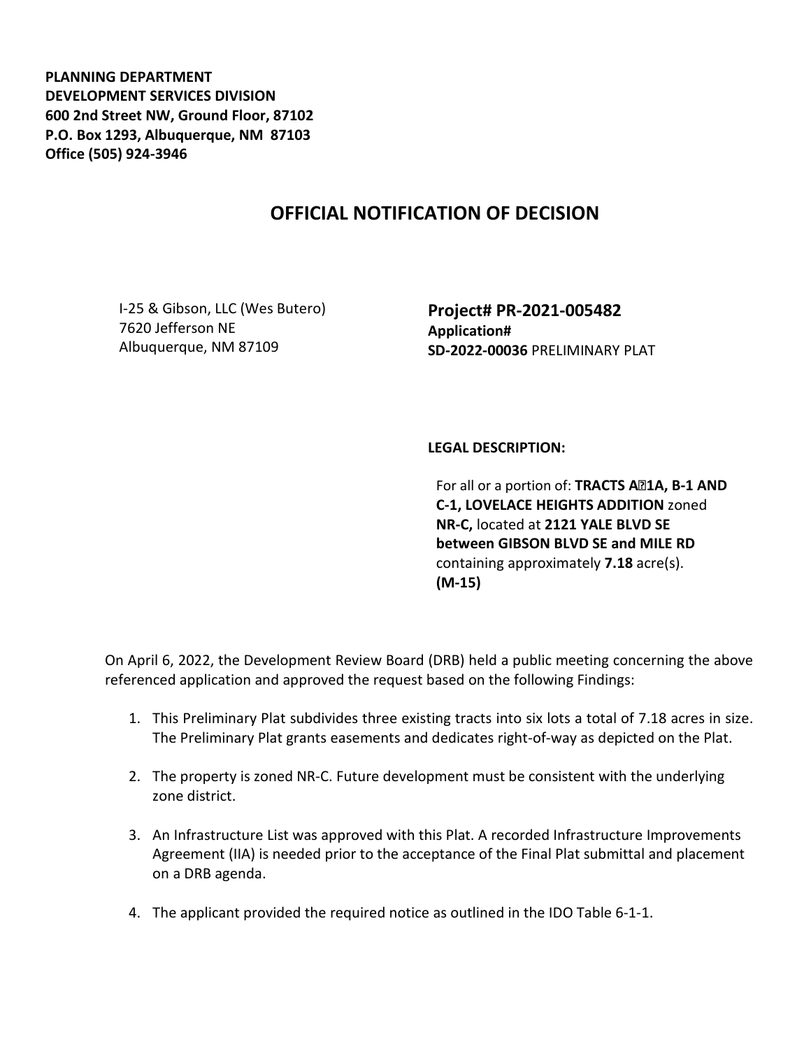**PLANNING DEPARTMENT**
**DEVELOPMENT SERVICES DIVISION**
**600 2nd Street NW, Ground Floor, 87102**
**P.O. Box 1293, Albuquerque, NM 87103**
**Office (505) 924-3946**

# OFFICIAL NOTIFICATION OF DECISION

I-25 & Gibson, LLC (Wes Butero)
7620 Jefferson NE
Albuquerque, NM 87109

**Project# PR-2021-005482**
**Application#**
**SD-2022-00036** PRELIMINARY PLAT

**LEGAL DESCRIPTION:**

For all or a portion of: **TRACTS A1A, B-1 AND C-1, LOVELACE HEIGHTS ADDITION** zoned **NR-C,** located at **2121 YALE BLVD SE between GIBSON BLVD SE and MILE RD** containing approximately **7.18** acre(s). **(M-15)**

On April 6, 2022, the Development Review Board (DRB) held a public meeting concerning the above referenced application and approved the request based on the following Findings:

1. This Preliminary Plat subdivides three existing tracts into six lots a total of 7.18 acres in size. The Preliminary Plat grants easements and dedicates right-of-way as depicted on the Plat.

2. The property is zoned NR-C. Future development must be consistent with the underlying zone district.

3. An Infrastructure List was approved with this Plat. A recorded Infrastructure Improvements Agreement (IIA) is needed prior to the acceptance of the Final Plat submittal and placement on a DRB agenda.

4. The applicant provided the required notice as outlined in the IDO Table 6-1-1.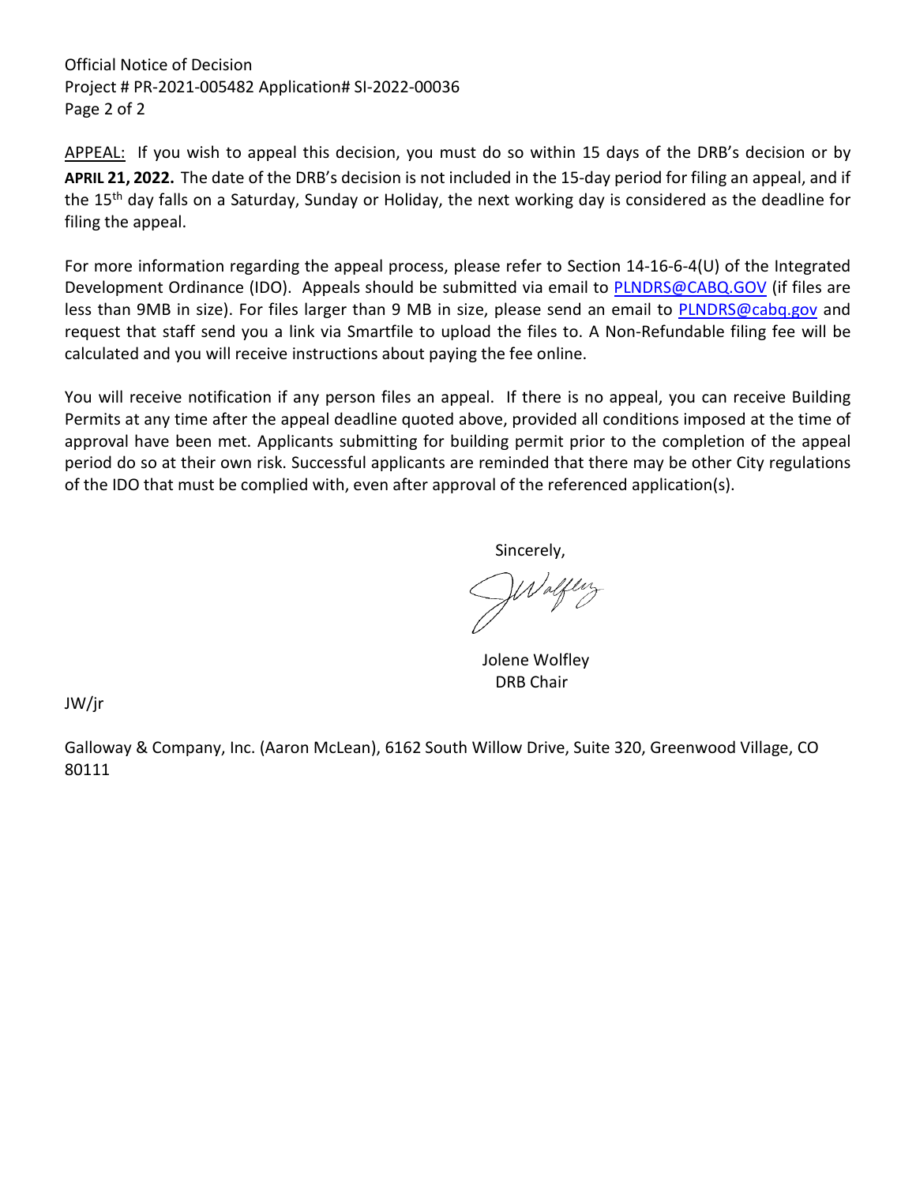APPEAL: If you wish to appeal this decision, you must do so within 15 days of the DRB's decision or by **APRIL 21, 2022.** The date of the DRB's decision is not included in the 15-day period for filing an appeal, and if the 15th day falls on a Saturday, Sunday or Holiday, the next working day is considered as the deadline for filing the appeal.

For more information regarding the appeal process, please refer to Section 14-16-6-4(U) of the Integrated Development Ordinance (IDO). Appeals should be submitted via email to PLNDRS@CABQ.GOV (if files are less than 9MB in size). For files larger than 9 MB in size, please send an email to PLNDRS@cabq.gov and request that staff send you a link via Smartfile to upload the files to. A Non-Refundable filing fee will be calculated and you will receive instructions about paying the fee online.

You will receive notification if any person files an appeal. If there is no appeal, you can receive Building Permits at any time after the appeal deadline quoted above, provided all conditions imposed at the time of approval have been met. Applicants submitting for building permit prior to the completion of the appeal period do so at their own risk. Successful applicants are reminded that there may be other City regulations of the IDO that must be complied with, even after approval of the referenced application(s).

Sincerely,

JWolfley

Jolene Wolfley
DRB Chair

JW/jr

Galloway & Company, Inc. (Aaron McLean), 6162 South Willow Drive, Suite 320, Greenwood Village, CO 80111